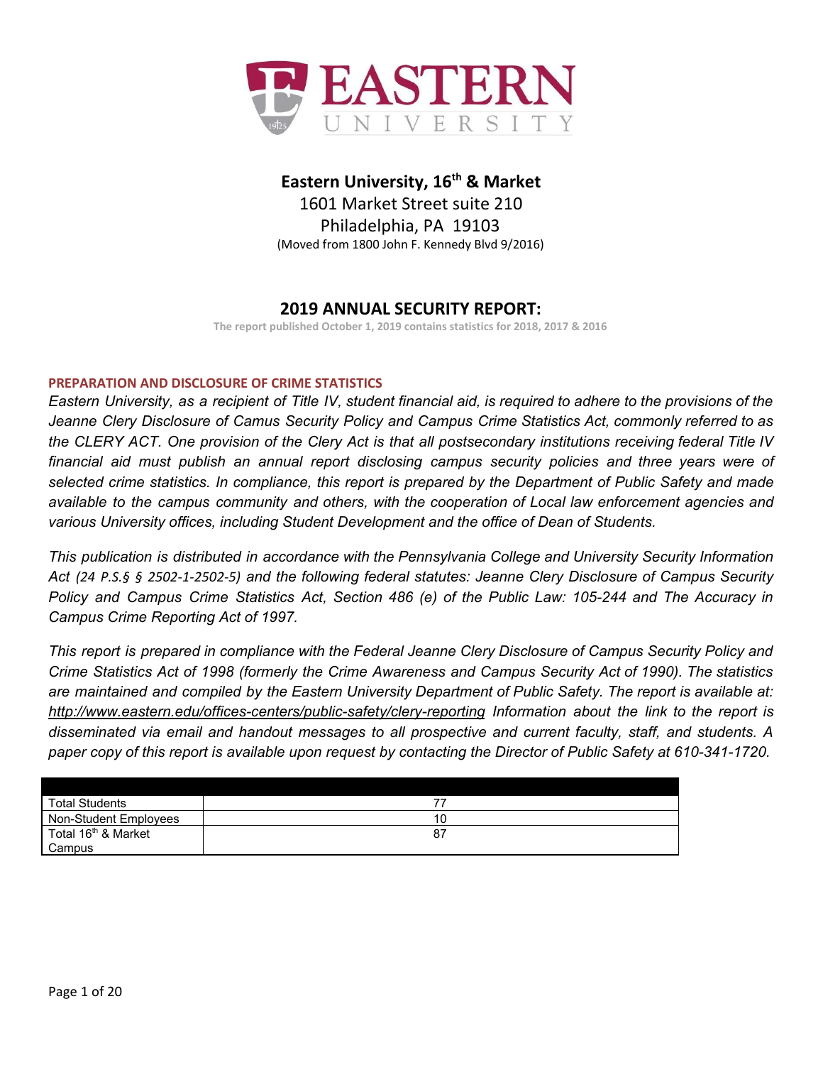# EASTERN UNIVERSITY

## Eastern University, 16th & Market

1601 Market Street suite 210

Philadelphia, PA 19103

(Moved from 1800 John F. Kennedy Blvd 9/2016)

## 2019 ANNUAL SECURITY REPORT:

The report published October 1, 2019 contains statistics for 2018, 2017 & 2016

### PREPARATION AND DISCLOSURE OF CRIME STATISTICS

*Eastern University, as a recipient of Title IV, student financial aid, is required to adhere to the provisions of the Jeanne Clery Disclosure of Camus Security Policy and Campus Crime Statistics Act, commonly referred to as the CLERY ACT. One provision of the Clery Act is that all postsecondary institutions receiving federal Title IV financial aid must publish an annual report disclosing campus security policies and three years were of selected crime statistics. In compliance, this report is prepared by the Department of Public Safety and made available to the campus community and others, with the cooperation of Local law enforcement agencies and various University offices, including Student Development and the office of Dean of Students.*

*This publication is distributed in accordance with the Pennsylvania College and University Security Information Act (24 P.S.§ § 2502-1-2502-5) and the following federal statutes: Jeanne Clery Disclosure of Campus Security Policy and Campus Crime Statistics Act, Section 486 (e) of the Public Law: 105-244 and The Accuracy in Campus Crime Reporting Act of 1997.*

*This report is prepared in compliance with the Federal Jeanne Clery Disclosure of Campus Security Policy and Crime Statistics Act of 1998 (formerly the Crime Awareness and Campus Security Act of 1990). The statistics are maintained and compiled by the Eastern University Department of Public Safety. The report is available at: http://www.eastern.edu/offices-centers/public-safety/clery-reporting Information about the link to the report is disseminated via email and handout messages to all prospective and current faculty, staff, and students. A paper copy of this report is available upon request by contacting the Director of Public Safety at 610-341-1720.*

| | |
|---|---|
| Total Students | 77 |
| Non-Student Employees | 10 |
| Total 16th & Market Campus | 87 |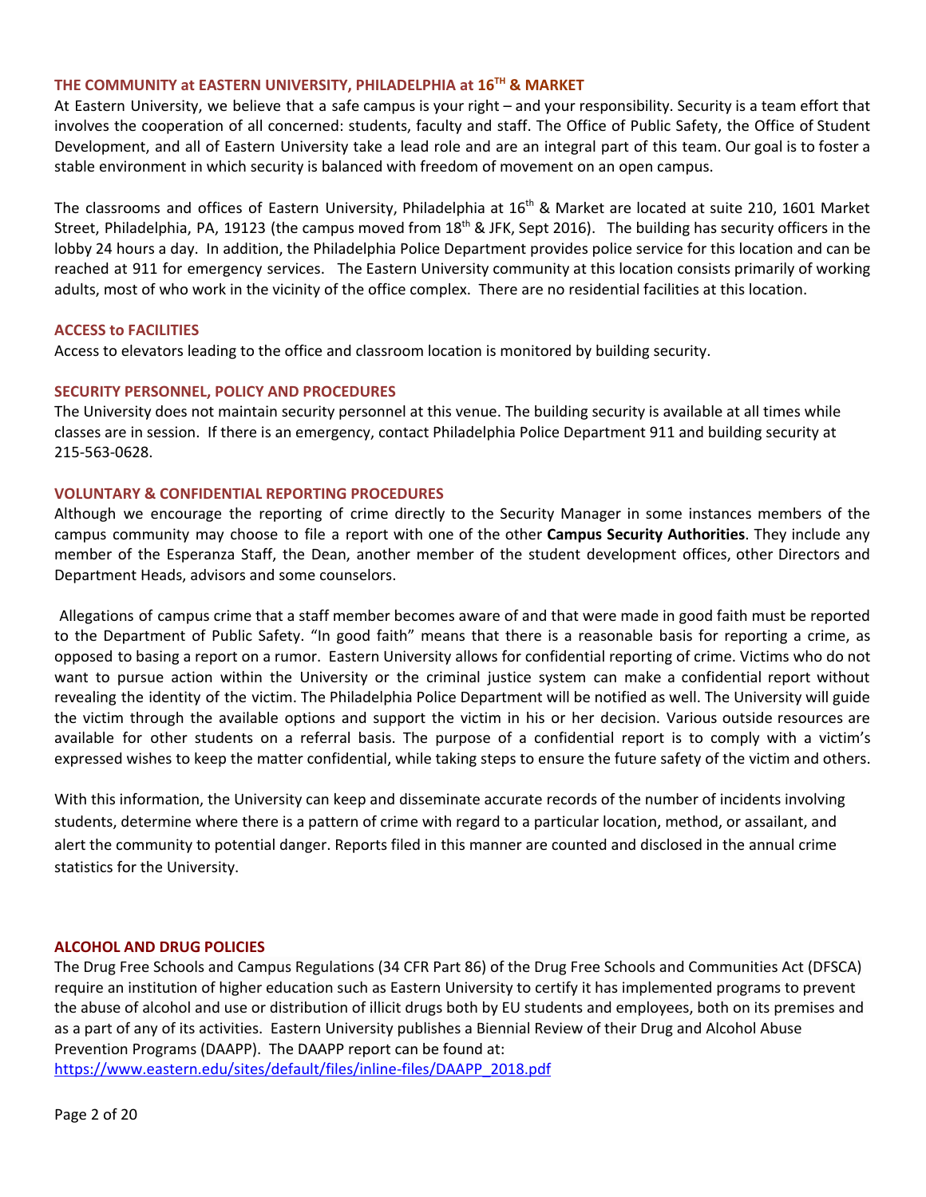## THE COMMUNITY at EASTERN UNIVERSITY, PHILADELPHIA at 16TH & MARKET

At Eastern University, we believe that a safe campus is your right – and your responsibility. Security is a team effort that involves the cooperation of all concerned: students, faculty and staff. The Office of Public Safety, the Office of Student Development, and all of Eastern University take a lead role and are an integral part of this team. Our goal is to foster a stable environment in which security is balanced with freedom of movement on an open campus.

The classrooms and offices of Eastern University, Philadelphia at 16th & Market are located at suite 210, 1601 Market Street, Philadelphia, PA, 19123 (the campus moved from 18th & JFK, Sept 2016). The building has security officers in the lobby 24 hours a day. In addition, the Philadelphia Police Department provides police service for this location and can be reached at 911 for emergency services. The Eastern University community at this location consists primarily of working adults, most of who work in the vicinity of the office complex. There are no residential facilities at this location.

## ACCESS to FACILITIES

Access to elevators leading to the office and classroom location is monitored by building security.

## SECURITY PERSONNEL, POLICY AND PROCEDURES

The University does not maintain security personnel at this venue. The building security is available at all times while classes are in session. If there is an emergency, contact Philadelphia Police Department 911 and building security at 215-563-0628.

## VOLUNTARY & CONFIDENTIAL REPORTING PROCEDURES

Although we encourage the reporting of crime directly to the Security Manager in some instances members of the campus community may choose to file a report with one of the other **Campus Security Authorities**. They include any member of the Esperanza Staff, the Dean, another member of the student development offices, other Directors and Department Heads, advisors and some counselors.

Allegations of campus crime that a staff member becomes aware of and that were made in good faith must be reported to the Department of Public Safety. "In good faith" means that there is a reasonable basis for reporting a crime, as opposed to basing a report on a rumor. Eastern University allows for confidential reporting of crime. Victims who do not want to pursue action within the University or the criminal justice system can make a confidential report without revealing the identity of the victim. The Philadelphia Police Department will be notified as well. The University will guide the victim through the available options and support the victim in his or her decision. Various outside resources are available for other students on a referral basis. The purpose of a confidential report is to comply with a victim's expressed wishes to keep the matter confidential, while taking steps to ensure the future safety of the victim and others.

With this information, the University can keep and disseminate accurate records of the number of incidents involving students, determine where there is a pattern of crime with regard to a particular location, method, or assailant, and alert the community to potential danger. Reports filed in this manner are counted and disclosed in the annual crime statistics for the University.

## ALCOHOL AND DRUG POLICIES

The Drug Free Schools and Campus Regulations (34 CFR Part 86) of the Drug Free Schools and Communities Act (DFSCA) require an institution of higher education such as Eastern University to certify it has implemented programs to prevent the abuse of alcohol and use or distribution of illicit drugs both by EU students and employees, both on its premises and as a part of any of its activities. Eastern University publishes a Biennial Review of their Drug and Alcohol Abuse Prevention Programs (DAAPP). The DAAPP report can be found at: https://www.eastern.edu/sites/default/files/inline-files/DAAPP_2018.pdf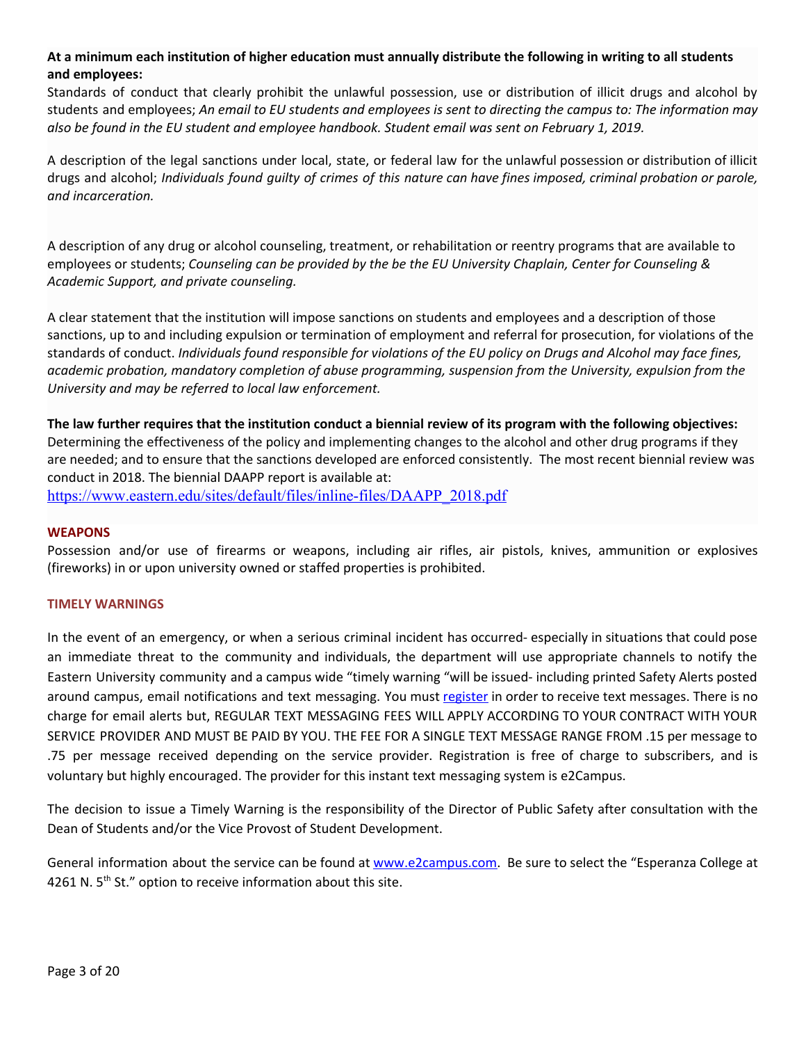**At a minimum each institution of higher education must annually distribute the following in writing to all students and employees:**

Standards of conduct that clearly prohibit the unlawful possession, use or distribution of illicit drugs and alcohol by students and employees; *An email to EU students and employees is sent to directing the campus to: The information may also be found in the EU student and employee handbook. Student email was sent on February 1, 2019.*

A description of the legal sanctions under local, state, or federal law for the unlawful possession or distribution of illicit drugs and alcohol; *Individuals found guilty of crimes of this nature can have fines imposed, criminal probation or parole, and incarceration.*

A description of any drug or alcohol counseling, treatment, or rehabilitation or reentry programs that are available to employees or students; *Counseling can be provided by the be the EU University Chaplain, Center for Counseling & Academic Support, and private counseling.*

A clear statement that the institution will impose sanctions on students and employees and a description of those sanctions, up to and including expulsion or termination of employment and referral for prosecution, for violations of the standards of conduct. *Individuals found responsible for violations of the EU policy on Drugs and Alcohol may face fines, academic probation, mandatory completion of abuse programming, suspension from the University, expulsion from the University and may be referred to local law enforcement.*

**The law further requires that the institution conduct a biennial review of its program with the following objectives:**

Determining the effectiveness of the policy and implementing changes to the alcohol and other drug programs if they are needed; and to ensure that the sanctions developed are enforced consistently. The most recent biennial review was conduct in 2018. The biennial DAAPP report is available at:
https://www.eastern.edu/sites/default/files/inline-files/DAAPP_2018.pdf

## WEAPONS

Possession and/or use of firearms or weapons, including air rifles, air pistols, knives, ammunition or explosives (fireworks) in or upon university owned or staffed properties is prohibited.

## TIMELY WARNINGS

In the event of an emergency, or when a serious criminal incident has occurred- especially in situations that could pose an immediate threat to the community and individuals, the department will use appropriate channels to notify the Eastern University community and a campus wide "timely warning "will be issued- including printed Safety Alerts posted around campus, email notifications and text messaging. You must register in order to receive text messages. There is no charge for email alerts but, REGULAR TEXT MESSAGING FEES WILL APPLY ACCORDING TO YOUR CONTRACT WITH YOUR SERVICE PROVIDER AND MUST BE PAID BY YOU. THE FEE FOR A SINGLE TEXT MESSAGE RANGE FROM .15 per message to .75 per message received depending on the service provider. Registration is free of charge to subscribers, and is voluntary but highly encouraged. The provider for this instant text messaging system is e2Campus.

The decision to issue a Timely Warning is the responsibility of the Director of Public Safety after consultation with the Dean of Students and/or the Vice Provost of Student Development.

General information about the service can be found at www.e2campus.com. Be sure to select the "Esperanza College at 4261 N. 5th St." option to receive information about this site.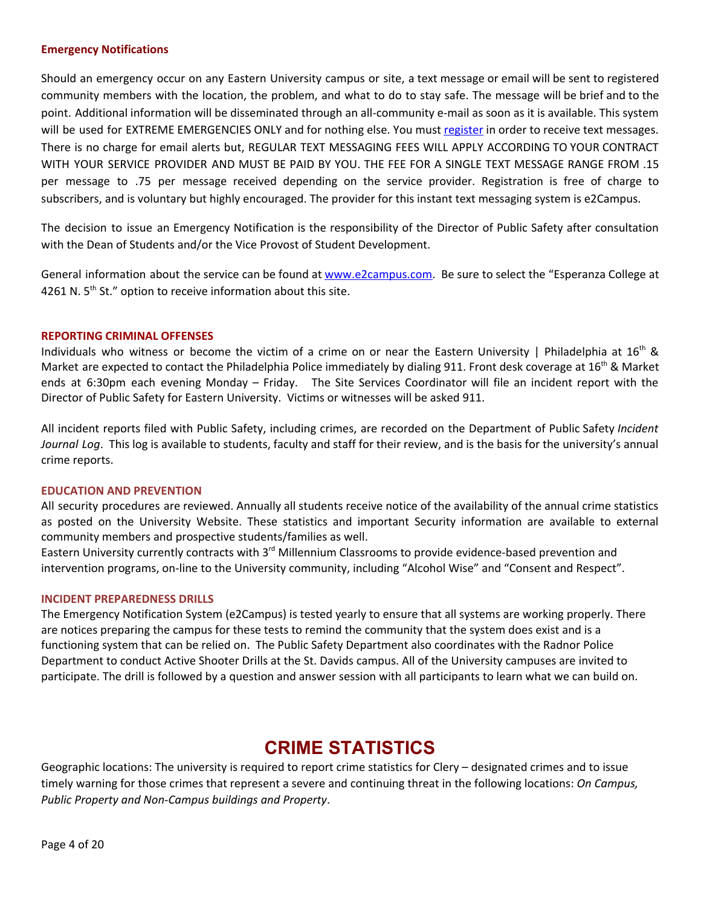### Emergency Notifications

Should an emergency occur on any Eastern University campus or site, a text message or email will be sent to registered community members with the location, the problem, and what to do to stay safe. The message will be brief and to the point. Additional information will be disseminated through an all-community e-mail as soon as it is available. This system will be used for EXTREME EMERGENCIES ONLY and for nothing else. You must register in order to receive text messages. There is no charge for email alerts but, REGULAR TEXT MESSAGING FEES WILL APPLY ACCORDING TO YOUR CONTRACT WITH YOUR SERVICE PROVIDER AND MUST BE PAID BY YOU. THE FEE FOR A SINGLE TEXT MESSAGE RANGE FROM .15 per message to .75 per message received depending on the service provider. Registration is free of charge to subscribers, and is voluntary but highly encouraged. The provider for this instant text messaging system is e2Campus.

The decision to issue an Emergency Notification is the responsibility of the Director of Public Safety after consultation with the Dean of Students and/or the Vice Provost of Student Development.

General information about the service can be found at www.e2campus.com. Be sure to select the "Esperanza College at 4261 N. 5th St." option to receive information about this site.

### REPORTING CRIMINAL OFFENSES

Individuals who witness or become the victim of a crime on or near the Eastern University | Philadelphia at 16th & Market are expected to contact the Philadelphia Police immediately by dialing 911. Front desk coverage at 16th & Market ends at 6:30pm each evening Monday – Friday. The Site Services Coordinator will file an incident report with the Director of Public Safety for Eastern University. Victims or witnesses will be asked 911.

All incident reports filed with Public Safety, including crimes, are recorded on the Department of Public Safety *Incident Journal Log*. This log is available to students, faculty and staff for their review, and is the basis for the university's annual crime reports.

### EDUCATION AND PREVENTION

All security procedures are reviewed. Annually all students receive notice of the availability of the annual crime statistics as posted on the University Website. These statistics and important Security information are available to external community members and prospective students/families as well.
Eastern University currently contracts with 3rd Millennium Classrooms to provide evidence-based prevention and intervention programs, on-line to the University community, including "Alcohol Wise" and "Consent and Respect".

### INCIDENT PREPAREDNESS DRILLS

The Emergency Notification System (e2Campus) is tested yearly to ensure that all systems are working properly. There are notices preparing the campus for these tests to remind the community that the system does exist and is a functioning system that can be relied on. The Public Safety Department also coordinates with the Radnor Police Department to conduct Active Shooter Drills at the St. Davids campus. All of the University campuses are invited to participate. The drill is followed by a question and answer session with all participants to learn what we can build on.

## CRIME STATISTICS

Geographic locations: The university is required to report crime statistics for Clery – designated crimes and to issue timely warning for those crimes that represent a severe and continuing threat in the following locations: *On Campus, Public Property and Non-Campus buildings and Property*.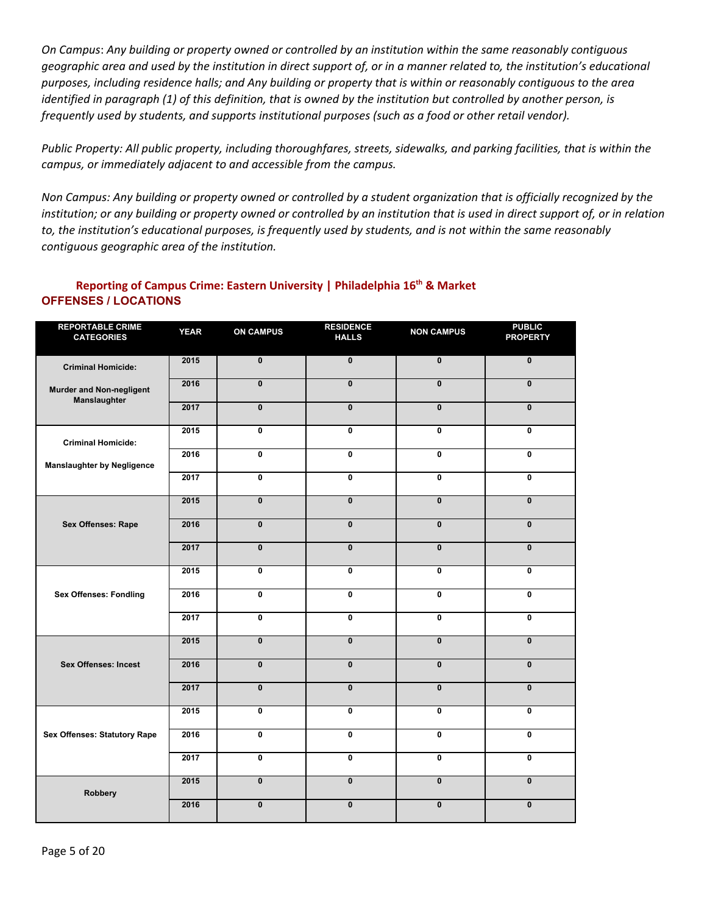*On Campus*: *Any building or property owned or controlled by an institution within the same reasonably contiguous geographic area and used by the institution in direct support of, or in a manner related to, the institution's educational purposes, including residence halls; and Any building or property that is within or reasonably contiguous to the area identified in paragraph (1) of this definition, that is owned by the institution but controlled by another person, is frequently used by students, and supports institutional purposes (such as a food or other retail vendor).*

*Public Property: All public property, including thoroughfares, streets, sidewalks, and parking facilities, that is within the campus, or immediately adjacent to and accessible from the campus.*

*Non Campus: Any building or property owned or controlled by a student organization that is officially recognized by the institution; or any building or property owned or controlled by an institution that is used in direct support of, or in relation to, the institution's educational purposes, is frequently used by students, and is not within the same reasonably contiguous geographic area of the institution.*

## Reporting of Campus Crime: Eastern University | Philadelphia 16th & Market

## OFFENSES / LOCATIONS

| REPORTABLE CRIME CATEGORIES | YEAR | ON CAMPUS | RESIDENCE HALLS | NON CAMPUS | PUBLIC PROPERTY |
|---|---|---|---|---|---|
| Criminal Homicide: Murder and Non-negligent Manslaughter | 2015 | 0 | 0 | 0 | 0 |
| | 2016 | 0 | 0 | 0 | 0 |
| | 2017 | 0 | 0 | 0 | 0 |
| Criminal Homicide: Manslaughter by Negligence | 2015 | 0 | 0 | 0 | 0 |
| | 2016 | 0 | 0 | 0 | 0 |
| | 2017 | 0 | 0 | 0 | 0 |
| Sex Offenses: Rape | 2015 | 0 | 0 | 0 | 0 |
| | 2016 | 0 | 0 | 0 | 0 |
| | 2017 | 0 | 0 | 0 | 0 |
| Sex Offenses: Fondling | 2015 | 0 | 0 | 0 | 0 |
| | 2016 | 0 | 0 | 0 | 0 |
| | 2017 | 0 | 0 | 0 | 0 |
| Sex Offenses: Incest | 2015 | 0 | 0 | 0 | 0 |
| | 2016 | 0 | 0 | 0 | 0 |
| | 2017 | 0 | 0 | 0 | 0 |
| Sex Offenses: Statutory Rape | 2015 | 0 | 0 | 0 | 0 |
| | 2016 | 0 | 0 | 0 | 0 |
| | 2017 | 0 | 0 | 0 | 0 |
| Robbery | 2015 | 0 | 0 | 0 | 0 |
| | 2016 | 0 | 0 | 0 | 0 |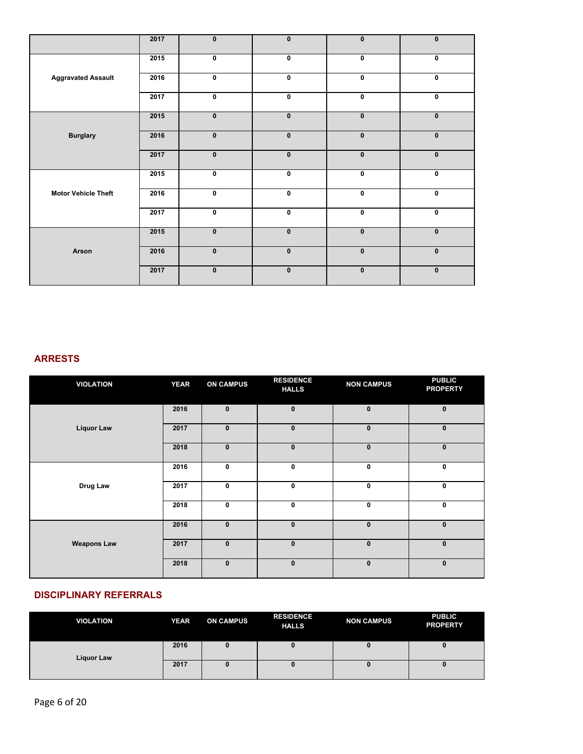| | | | | | |
|---|---|---|---|---|---|
| | 2017 | 0 | 0 | 0 | 0 |
| Aggravated Assault | 2015 | 0 | 0 | 0 | 0 |
| | 2016 | 0 | 0 | 0 | 0 |
| | 2017 | 0 | 0 | 0 | 0 |
| Burglary | 2015 | 0 | 0 | 0 | 0 |
| | 2016 | 0 | 0 | 0 | 0 |
| | 2017 | 0 | 0 | 0 | 0 |
| Motor Vehicle Theft | 2015 | 0 | 0 | 0 | 0 |
| | 2016 | 0 | 0 | 0 | 0 |
| | 2017 | 0 | 0 | 0 | 0 |
| Arson | 2015 | 0 | 0 | 0 | 0 |
| | 2016 | 0 | 0 | 0 | 0 |
| | 2017 | 0 | 0 | 0 | 0 |

## ARRESTS

| VIOLATION | YEAR | ON CAMPUS | RESIDENCE HALLS | NON CAMPUS | PUBLIC PROPERTY |
|---|---|---|---|---|---|
| Liquor Law | 2016 | 0 | 0 | 0 | 0 |
| | 2017 | 0 | 0 | 0 | 0 |
| | 2018 | 0 | 0 | 0 | 0 |
| Drug Law | 2016 | 0 | 0 | 0 | 0 |
| | 2017 | 0 | 0 | 0 | 0 |
| | 2018 | 0 | 0 | 0 | 0 |
| Weapons Law | 2016 | 0 | 0 | 0 | 0 |
| | 2017 | 0 | 0 | 0 | 0 |
| | 2018 | 0 | 0 | 0 | 0 |

## DISCIPLINARY REFERRALS

| VIOLATION | YEAR | ON CAMPUS | RESIDENCE HALLS | NON CAMPUS | PUBLIC PROPERTY |
|---|---|---|---|---|---|
| Liquor Law | 2016 | 0 | 0 | 0 | 0 |
| | 2017 | 0 | 0 | 0 | 0 |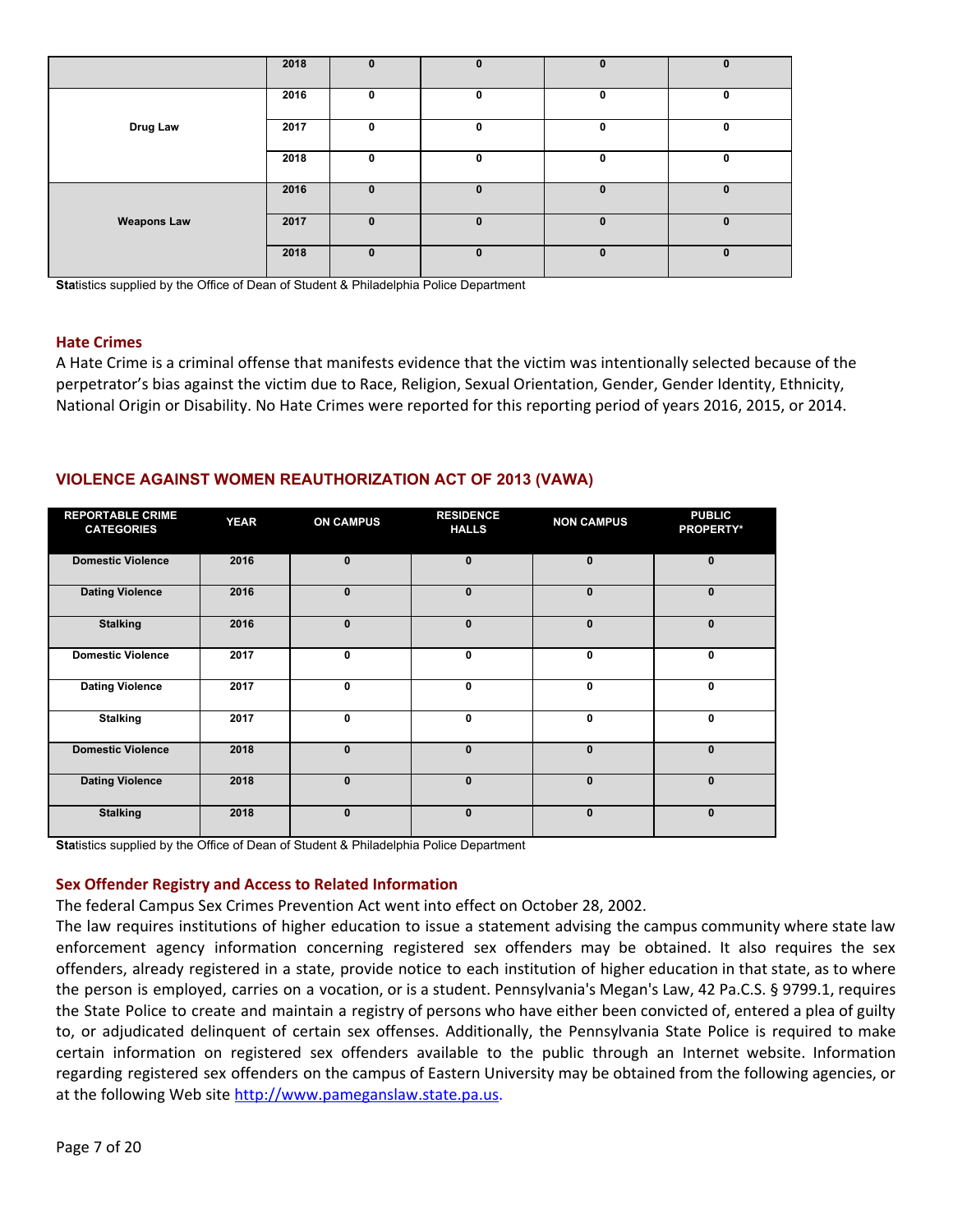| | 2018 | 0 | 0 | 0 | 0 |
|---|---|---|---|---|---|
| Drug Law | 2016 | 0 | 0 | 0 | 0 |
| | 2017 | 0 | 0 | 0 | 0 |
| | 2018 | 0 | 0 | 0 | 0 |
| Weapons Law | 2016 | 0 | 0 | 0 | 0 |
| | 2017 | 0 | 0 | 0 | 0 |
| | 2018 | 0 | 0 | 0 | 0 |

**Sta**tistics supplied by the Office of Dean of Student & Philadelphia Police Department

### Hate Crimes

A Hate Crime is a criminal offense that manifests evidence that the victim was intentionally selected because of the perpetrator's bias against the victim due to Race, Religion, Sexual Orientation, Gender, Gender Identity, Ethnicity, National Origin or Disability. No Hate Crimes were reported for this reporting period of years 2016, 2015, or 2014.

### VIOLENCE AGAINST WOMEN REAUTHORIZATION ACT OF 2013 (VAWA)

| REPORTABLE CRIME CATEGORIES | YEAR | ON CAMPUS | RESIDENCE HALLS | NON CAMPUS | PUBLIC PROPERTY* |
|---|---|---|---|---|---|
| Domestic Violence | 2016 | 0 | 0 | 0 | 0 |
| Dating Violence | 2016 | 0 | 0 | 0 | 0 |
| Stalking | 2016 | 0 | 0 | 0 | 0 |
| Domestic Violence | 2017 | 0 | 0 | 0 | 0 |
| Dating Violence | 2017 | 0 | 0 | 0 | 0 |
| Stalking | 2017 | 0 | 0 | 0 | 0 |
| Domestic Violence | 2018 | 0 | 0 | 0 | 0 |
| Dating Violence | 2018 | 0 | 0 | 0 | 0 |
| Stalking | 2018 | 0 | 0 | 0 | 0 |

**Sta**tistics supplied by the Office of Dean of Student & Philadelphia Police Department

### Sex Offender Registry and Access to Related Information

The federal Campus Sex Crimes Prevention Act went into effect on October 28, 2002.

The law requires institutions of higher education to issue a statement advising the campus community where state law enforcement agency information concerning registered sex offenders may be obtained. It also requires the sex offenders, already registered in a state, provide notice to each institution of higher education in that state, as to where the person is employed, carries on a vocation, or is a student. Pennsylvania's Megan's Law, 42 Pa.C.S. § 9799.1, requires the State Police to create and maintain a registry of persons who have either been convicted of, entered a plea of guilty to, or adjudicated delinquent of certain sex offenses. Additionally, the Pennsylvania State Police is required to make certain information on registered sex offenders available to the public through an Internet website. Information regarding registered sex offenders on the campus of Eastern University may be obtained from the following agencies, or at the following Web site [http://www.pameganslaw.state.pa.us](http://www.pameganslaw.state.pa.us).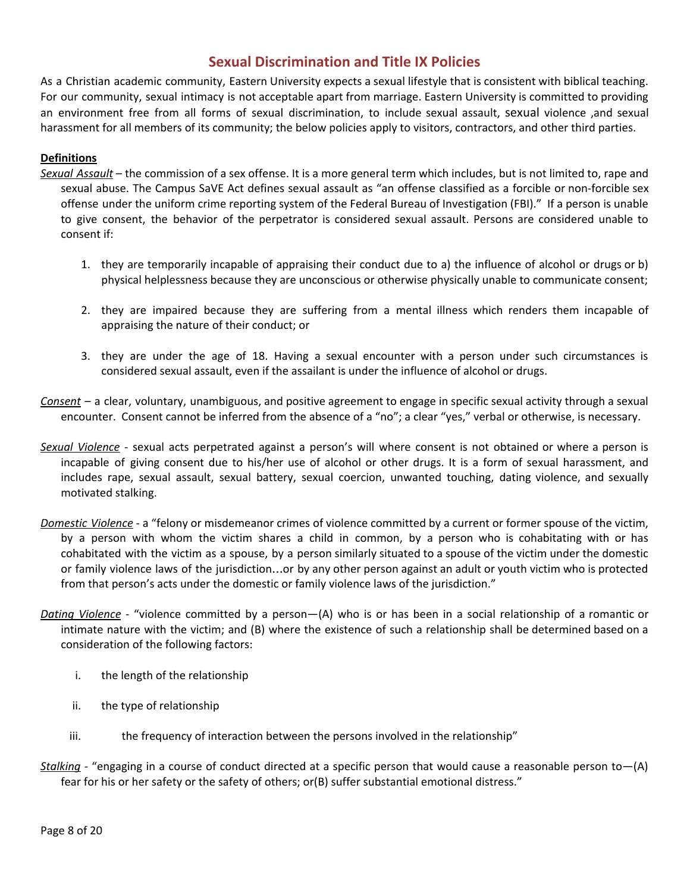## Sexual Discrimination and Title IX Policies

As a Christian academic community, Eastern University expects a sexual lifestyle that is consistent with biblical teaching. For our community, sexual intimacy is not acceptable apart from marriage. Eastern University is committed to providing an environment free from all forms of sexual discrimination, to include sexual assault, sexual violence ,and sexual harassment for all members of its community; the below policies apply to visitors, contractors, and other third parties.

**Definitions**

*Sexual Assault* – the commission of a sex offense. It is a more general term which includes, but is not limited to, rape and sexual abuse. The Campus SaVE Act defines sexual assault as "an offense classified as a forcible or non-forcible sex offense under the uniform crime reporting system of the Federal Bureau of Investigation (FBI)." If a person is unable to give consent, the behavior of the perpetrator is considered sexual assault. Persons are considered unable to consent if:

1. they are temporarily incapable of appraising their conduct due to a) the influence of alcohol or drugs or b) physical helplessness because they are unconscious or otherwise physically unable to communicate consent;
2. they are impaired because they are suffering from a mental illness which renders them incapable of appraising the nature of their conduct; or
3. they are under the age of 18. Having a sexual encounter with a person under such circumstances is considered sexual assault, even if the assailant is under the influence of alcohol or drugs.

*Consent* – a clear, voluntary, unambiguous, and positive agreement to engage in specific sexual activity through a sexual encounter. Consent cannot be inferred from the absence of a "no"; a clear "yes," verbal or otherwise, is necessary.

*Sexual Violence* - sexual acts perpetrated against a person's will where consent is not obtained or where a person is incapable of giving consent due to his/her use of alcohol or other drugs. It is a form of sexual harassment, and includes rape, sexual assault, sexual battery, sexual coercion, unwanted touching, dating violence, and sexually motivated stalking.

*Domestic Violence* - a "felony or misdemeanor crimes of violence committed by a current or former spouse of the victim, by a person with whom the victim shares a child in common, by a person who is cohabitating with or has cohabitated with the victim as a spouse, by a person similarly situated to a spouse of the victim under the domestic or family violence laws of the jurisdiction…or by any other person against an adult or youth victim who is protected from that person's acts under the domestic or family violence laws of the jurisdiction."

*Dating Violence* - "violence committed by a person—(A) who is or has been in a social relationship of a romantic or intimate nature with the victim; and (B) where the existence of such a relationship shall be determined based on a consideration of the following factors:

i. the length of the relationship
ii. the type of relationship
iii. the frequency of interaction between the persons involved in the relationship"

*Stalking* - "engaging in a course of conduct directed at a specific person that would cause a reasonable person to—(A) fear for his or her safety or the safety of others; or(B) suffer substantial emotional distress."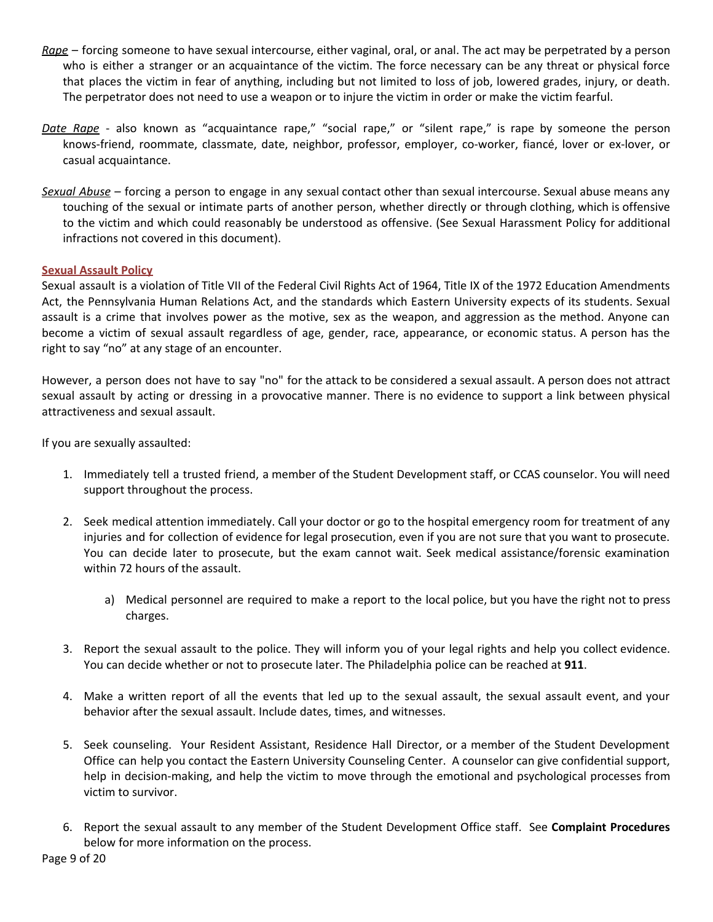*Rape* – forcing someone to have sexual intercourse, either vaginal, oral, or anal. The act may be perpetrated by a person who is either a stranger or an acquaintance of the victim. The force necessary can be any threat or physical force that places the victim in fear of anything, including but not limited to loss of job, lowered grades, injury, or death. The perpetrator does not need to use a weapon or to injure the victim in order or make the victim fearful.

*Date Rape* - also known as "acquaintance rape," "social rape," or "silent rape," is rape by someone the person knows-friend, roommate, classmate, date, neighbor, professor, employer, co-worker, fiancé, lover or ex-lover, or casual acquaintance.

*Sexual Abuse* – forcing a person to engage in any sexual contact other than sexual intercourse. Sexual abuse means any touching of the sexual or intimate parts of another person, whether directly or through clothing, which is offensive to the victim and which could reasonably be understood as offensive. (See Sexual Harassment Policy for additional infractions not covered in this document).

## Sexual Assault Policy

Sexual assault is a violation of Title VII of the Federal Civil Rights Act of 1964, Title IX of the 1972 Education Amendments Act, the Pennsylvania Human Relations Act, and the standards which Eastern University expects of its students. Sexual assault is a crime that involves power as the motive, sex as the weapon, and aggression as the method. Anyone can become a victim of sexual assault regardless of age, gender, race, appearance, or economic status. A person has the right to say "no" at any stage of an encounter.

However, a person does not have to say "no" for the attack to be considered a sexual assault. A person does not attract sexual assault by acting or dressing in a provocative manner. There is no evidence to support a link between physical attractiveness and sexual assault.

If you are sexually assaulted:

1. Immediately tell a trusted friend, a member of the Student Development staff, or CCAS counselor. You will need support throughout the process.
2. Seek medical attention immediately. Call your doctor or go to the hospital emergency room for treatment of any injuries and for collection of evidence for legal prosecution, even if you are not sure that you want to prosecute. You can decide later to prosecute, but the exam cannot wait. Seek medical assistance/forensic examination within 72 hours of the assault.
   a) Medical personnel are required to make a report to the local police, but you have the right not to press charges.
3. Report the sexual assault to the police. They will inform you of your legal rights and help you collect evidence. You can decide whether or not to prosecute later. The Philadelphia police can be reached at **911**.
4. Make a written report of all the events that led up to the sexual assault, the sexual assault event, and your behavior after the sexual assault. Include dates, times, and witnesses.
5. Seek counseling. Your Resident Assistant, Residence Hall Director, or a member of the Student Development Office can help you contact the Eastern University Counseling Center. A counselor can give confidential support, help in decision-making, and help the victim to move through the emotional and psychological processes from victim to survivor.
6. Report the sexual assault to any member of the Student Development Office staff. See **Complaint Procedures** below for more information on the process.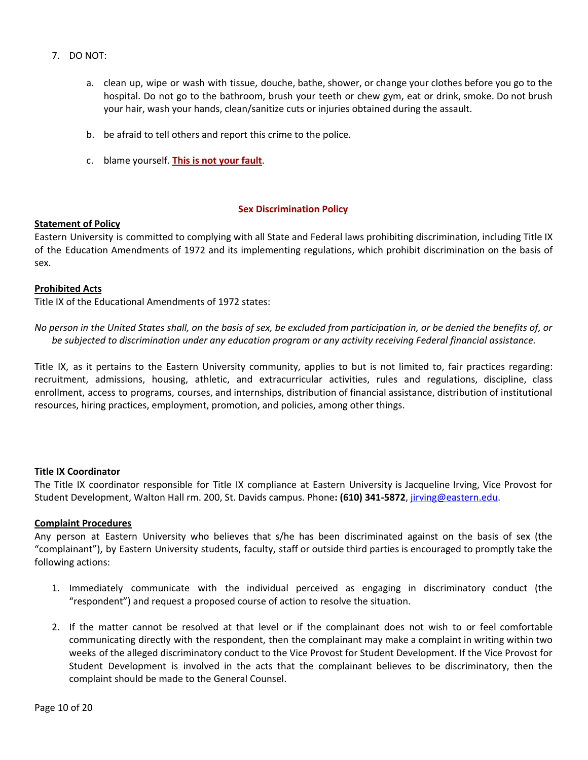7. DO NOT:

   a. clean up, wipe or wash with tissue, douche, bathe, shower, or change your clothes before you go to the hospital. Do not go to the bathroom, brush your teeth or chew gym, eat or drink, smoke. Do not brush your hair, wash your hands, clean/sanitize cuts or injuries obtained during the assault.

   b. be afraid to tell others and report this crime to the police.

   c. blame yourself. **This is not your fault**.

## Sex Discrimination Policy

**Statement of Policy**

Eastern University is committed to complying with all State and Federal laws prohibiting discrimination, including Title IX of the Education Amendments of 1972 and its implementing regulations, which prohibit discrimination on the basis of sex.

**Prohibited Acts**

Title IX of the Educational Amendments of 1972 states:

*No person in the United States shall, on the basis of sex, be excluded from participation in, or be denied the benefits of, or be subjected to discrimination under any education program or any activity receiving Federal financial assistance.*

Title IX, as it pertains to the Eastern University community, applies to but is not limited to, fair practices regarding: recruitment, admissions, housing, athletic, and extracurricular activities, rules and regulations, discipline, class enrollment, access to programs, courses, and internships, distribution of financial assistance, distribution of institutional resources, hiring practices, employment, promotion, and policies, among other things.

**Title IX Coordinator**

The Title IX coordinator responsible for Title IX compliance at Eastern University is Jacqueline Irving, Vice Provost for Student Development, Walton Hall rm. 200, St. Davids campus. Phone**: (610) 341-5872**, jirving@eastern.edu.

**Complaint Procedures**

Any person at Eastern University who believes that s/he has been discriminated against on the basis of sex (the "complainant"), by Eastern University students, faculty, staff or outside third parties is encouraged to promptly take the following actions:

1. Immediately communicate with the individual perceived as engaging in discriminatory conduct (the "respondent") and request a proposed course of action to resolve the situation.

2. If the matter cannot be resolved at that level or if the complainant does not wish to or feel comfortable communicating directly with the respondent, then the complainant may make a complaint in writing within two weeks of the alleged discriminatory conduct to the Vice Provost for Student Development. If the Vice Provost for Student Development is involved in the acts that the complainant believes to be discriminatory, then the complaint should be made to the General Counsel.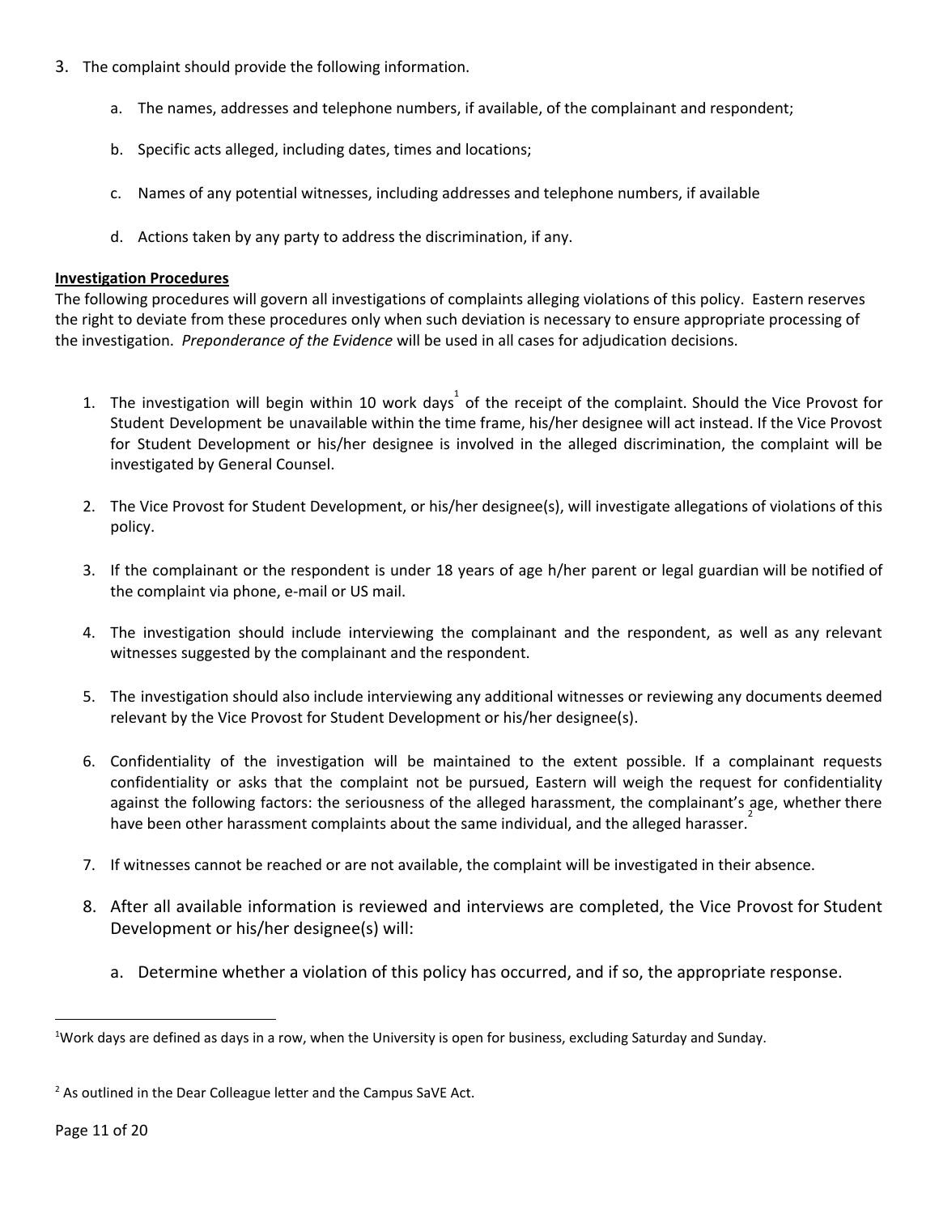3. The complaint should provide the following information.

    a. The names, addresses and telephone numbers, if available, of the complainant and respondent;

    b. Specific acts alleged, including dates, times and locations;

    c. Names of any potential witnesses, including addresses and telephone numbers, if available

    d. Actions taken by any party to address the discrimination, if any.

**Investigation Procedures**

The following procedures will govern all investigations of complaints alleging violations of this policy. Eastern reserves the right to deviate from these procedures only when such deviation is necessary to ensure appropriate processing of the investigation. *Preponderance of the Evidence* will be used in all cases for adjudication decisions.

1. The investigation will begin within 10 work days[1] of the receipt of the complaint. Should the Vice Provost for Student Development be unavailable within the time frame, his/her designee will act instead. If the Vice Provost for Student Development or his/her designee is involved in the alleged discrimination, the complaint will be investigated by General Counsel.

2. The Vice Provost for Student Development, or his/her designee(s), will investigate allegations of violations of this policy.

3. If the complainant or the respondent is under 18 years of age h/her parent or legal guardian will be notified of the complaint via phone, e-mail or US mail.

4. The investigation should include interviewing the complainant and the respondent, as well as any relevant witnesses suggested by the complainant and the respondent.

5. The investigation should also include interviewing any additional witnesses or reviewing any documents deemed relevant by the Vice Provost for Student Development or his/her designee(s).

6. Confidentiality of the investigation will be maintained to the extent possible. If a complainant requests confidentiality or asks that the complaint not be pursued, Eastern will weigh the request for confidentiality against the following factors: the seriousness of the alleged harassment, the complainant's age, whether there have been other harassment complaints about the same individual, and the alleged harasser.[2]

7. If witnesses cannot be reached or are not available, the complaint will be investigated in their absence.

8. After all available information is reviewed and interviews are completed, the Vice Provost for Student Development or his/her designee(s) will:

    a. Determine whether a violation of this policy has occurred, and if so, the appropriate response.

---

[1] Work days are defined as days in a row, when the University is open for business, excluding Saturday and Sunday.

[2] As outlined in the Dear Colleague letter and the Campus SaVE Act.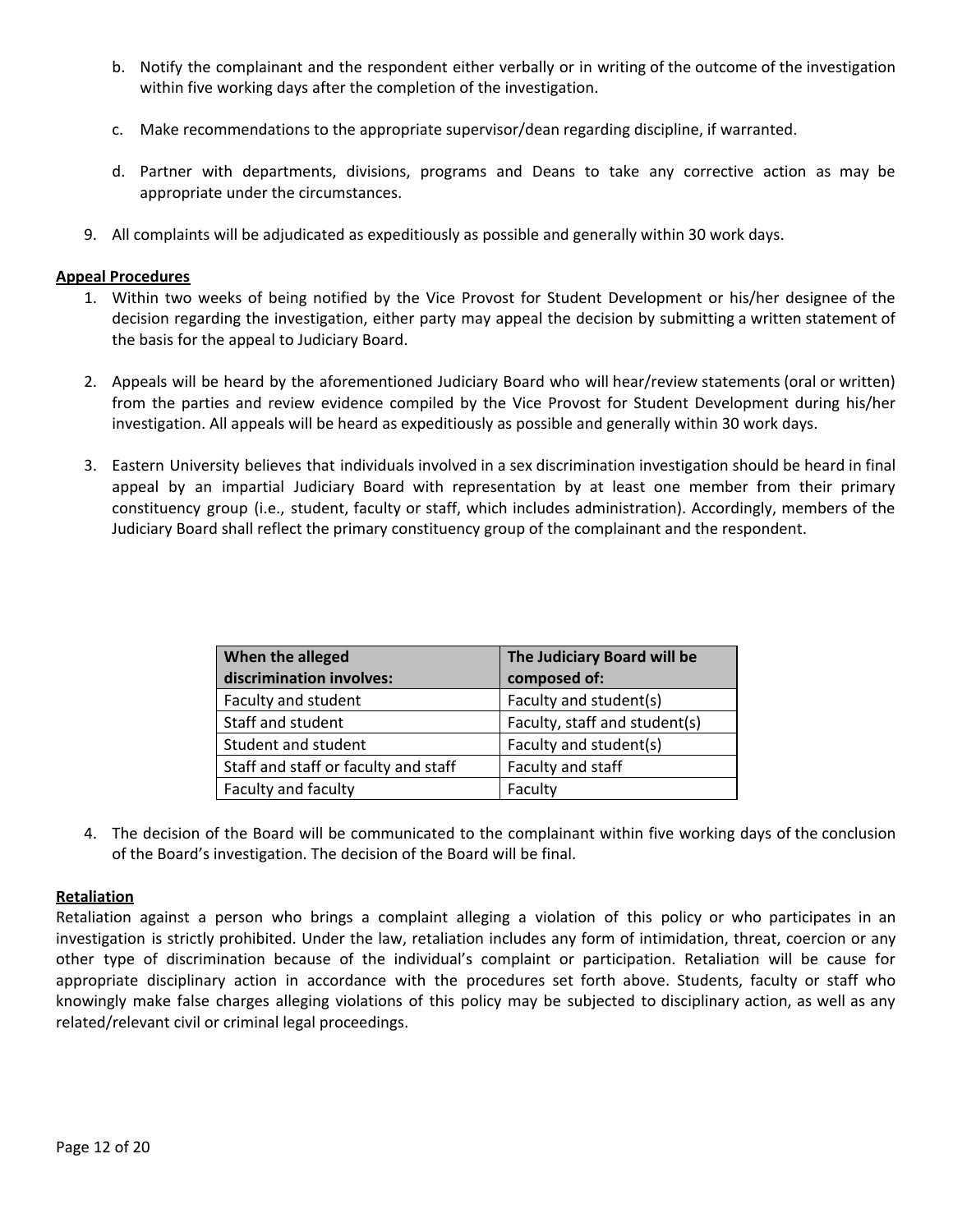b. Notify the complainant and the respondent either verbally or in writing of the outcome of the investigation within five working days after the completion of the investigation.

c. Make recommendations to the appropriate supervisor/dean regarding discipline, if warranted.

d. Partner with departments, divisions, programs and Deans to take any corrective action as may be appropriate under the circumstances.

9. All complaints will be adjudicated as expeditiously as possible and generally within 30 work days.

**Appeal Procedures**

1. Within two weeks of being notified by the Vice Provost for Student Development or his/her designee of the decision regarding the investigation, either party may appeal the decision by submitting a written statement of the basis for the appeal to Judiciary Board.

2. Appeals will be heard by the aforementioned Judiciary Board who will hear/review statements (oral or written) from the parties and review evidence compiled by the Vice Provost for Student Development during his/her investigation. All appeals will be heard as expeditiously as possible and generally within 30 work days.

3. Eastern University believes that individuals involved in a sex discrimination investigation should be heard in final appeal by an impartial Judiciary Board with representation by at least one member from their primary constituency group (i.e., student, faculty or staff, which includes administration). Accordingly, members of the Judiciary Board shall reflect the primary constituency group of the complainant and the respondent.

| When the alleged discrimination involves: | The Judiciary Board will be composed of: |
| --- | --- |
| Faculty and student | Faculty and student(s) |
| Staff and student | Faculty, staff and student(s) |
| Student and student | Faculty and student(s) |
| Staff and staff or faculty and staff | Faculty and staff |
| Faculty and faculty | Faculty |

4. The decision of the Board will be communicated to the complainant within five working days of the conclusion of the Board's investigation. The decision of the Board will be final.

**Retaliation**

Retaliation against a person who brings a complaint alleging a violation of this policy or who participates in an investigation is strictly prohibited. Under the law, retaliation includes any form of intimidation, threat, coercion or any other type of discrimination because of the individual's complaint or participation. Retaliation will be cause for appropriate disciplinary action in accordance with the procedures set forth above. Students, faculty or staff who knowingly make false charges alleging violations of this policy may be subjected to disciplinary action, as well as any related/relevant civil or criminal legal proceedings.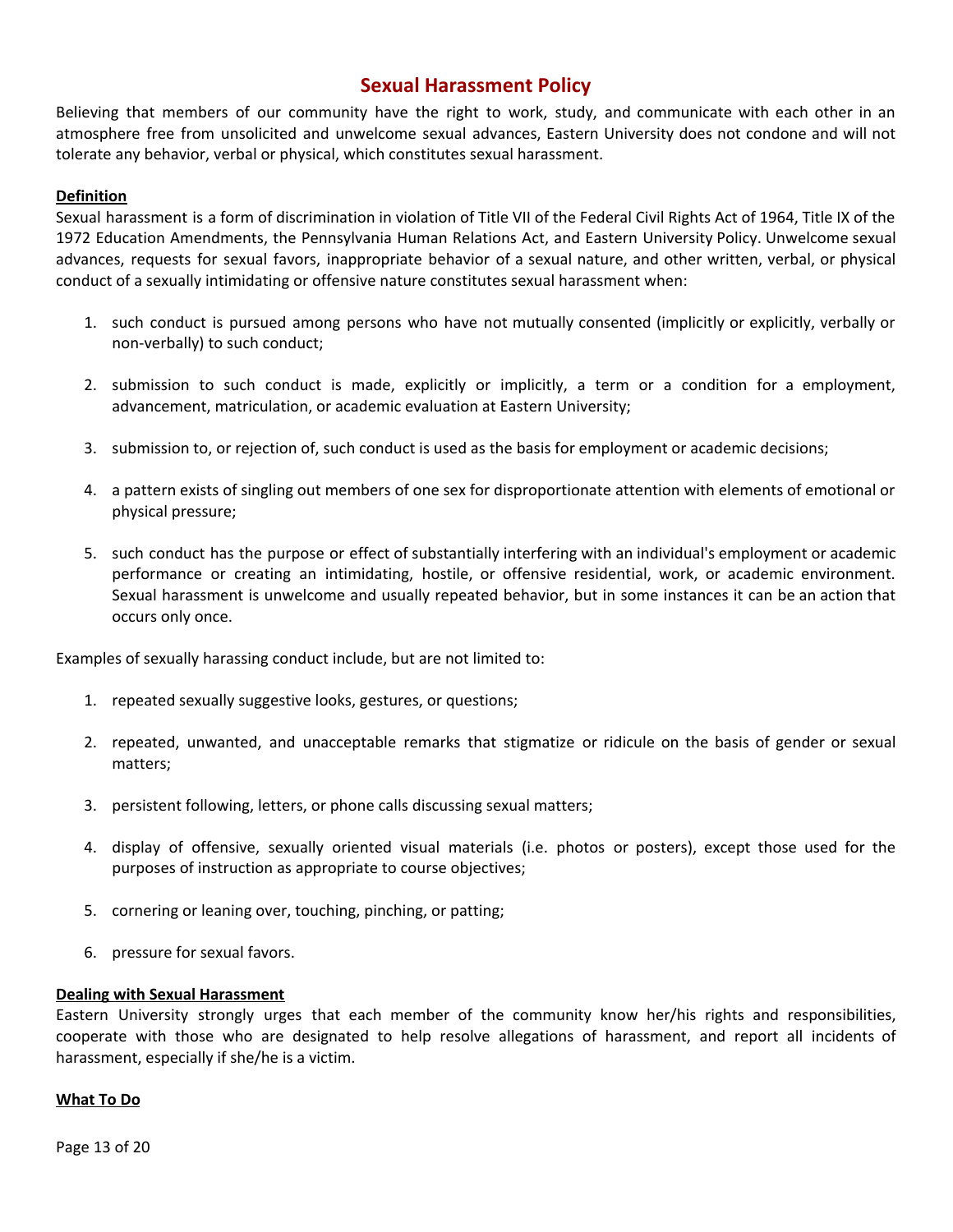# Sexual Harassment Policy

Believing that members of our community have the right to work, study, and communicate with each other in an atmosphere free from unsolicited and unwelcome sexual advances, Eastern University does not condone and will not tolerate any behavior, verbal or physical, which constitutes sexual harassment.

**Definition**

Sexual harassment is a form of discrimination in violation of Title VII of the Federal Civil Rights Act of 1964, Title IX of the 1972 Education Amendments, the Pennsylvania Human Relations Act, and Eastern University Policy. Unwelcome sexual advances, requests for sexual favors, inappropriate behavior of a sexual nature, and other written, verbal, or physical conduct of a sexually intimidating or offensive nature constitutes sexual harassment when:

1. such conduct is pursued among persons who have not mutually consented (implicitly or explicitly, verbally or non-verbally) to such conduct;
2. submission to such conduct is made, explicitly or implicitly, a term or a condition for a employment, advancement, matriculation, or academic evaluation at Eastern University;
3. submission to, or rejection of, such conduct is used as the basis for employment or academic decisions;
4. a pattern exists of singling out members of one sex for disproportionate attention with elements of emotional or physical pressure;
5. such conduct has the purpose or effect of substantially interfering with an individual's employment or academic performance or creating an intimidating, hostile, or offensive residential, work, or academic environment. Sexual harassment is unwelcome and usually repeated behavior, but in some instances it can be an action that occurs only once.

Examples of sexually harassing conduct include, but are not limited to:

1. repeated sexually suggestive looks, gestures, or questions;
2. repeated, unwanted, and unacceptable remarks that stigmatize or ridicule on the basis of gender or sexual matters;
3. persistent following, letters, or phone calls discussing sexual matters;
4. display of offensive, sexually oriented visual materials (i.e. photos or posters), except those used for the purposes of instruction as appropriate to course objectives;
5. cornering or leaning over, touching, pinching, or patting;
6. pressure for sexual favors.

**Dealing with Sexual Harassment**

Eastern University strongly urges that each member of the community know her/his rights and responsibilities, cooperate with those who are designated to help resolve allegations of harassment, and report all incidents of harassment, especially if she/he is a victim.

**What To Do**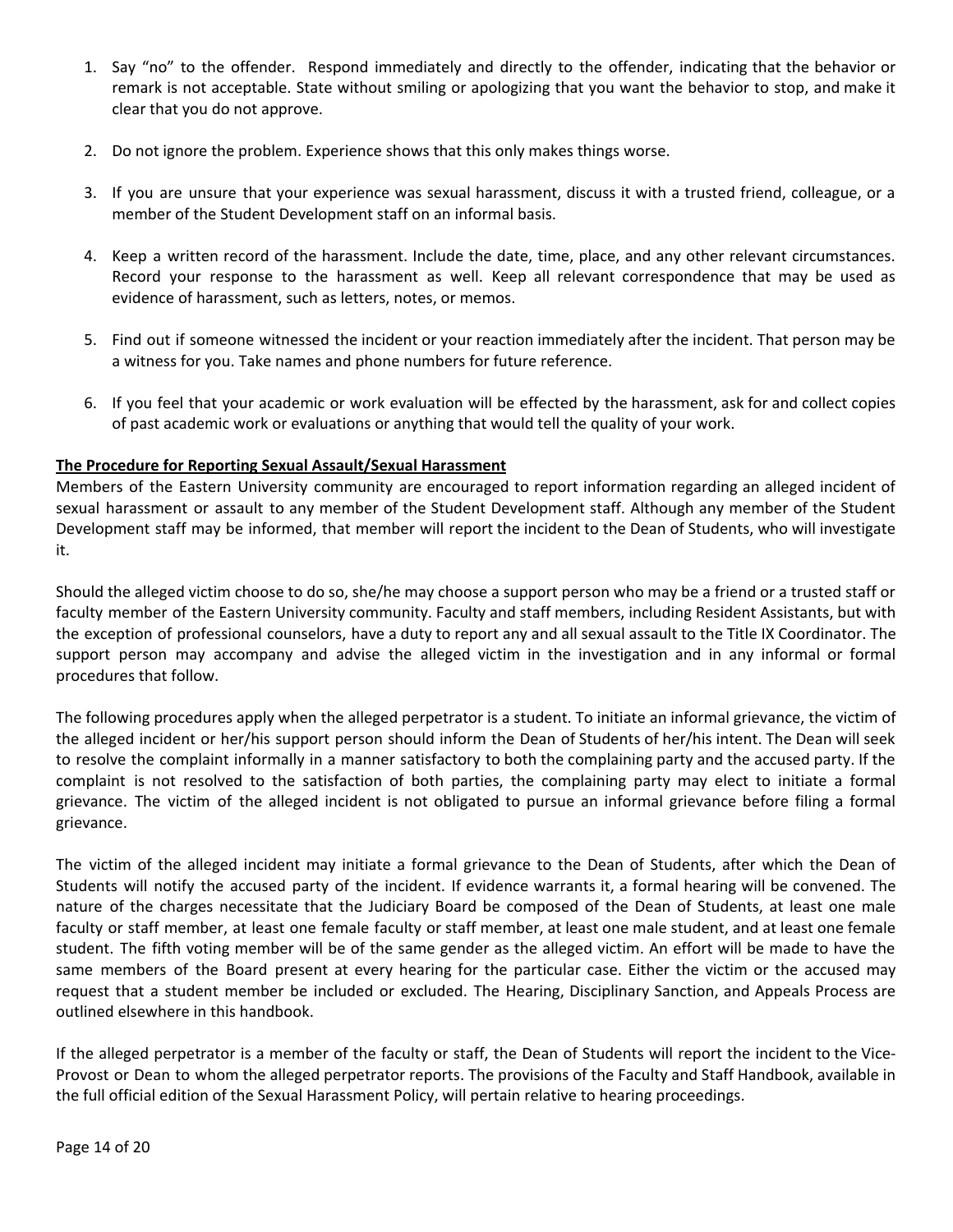1. Say "no" to the offender. Respond immediately and directly to the offender, indicating that the behavior or remark is not acceptable. State without smiling or apologizing that you want the behavior to stop, and make it clear that you do not approve.

2. Do not ignore the problem. Experience shows that this only makes things worse.

3. If you are unsure that your experience was sexual harassment, discuss it with a trusted friend, colleague, or a member of the Student Development staff on an informal basis.

4. Keep a written record of the harassment. Include the date, time, place, and any other relevant circumstances. Record your response to the harassment as well. Keep all relevant correspondence that may be used as evidence of harassment, such as letters, notes, or memos.

5. Find out if someone witnessed the incident or your reaction immediately after the incident. That person may be a witness for you. Take names and phone numbers for future reference.

6. If you feel that your academic or work evaluation will be effected by the harassment, ask for and collect copies of past academic work or evaluations or anything that would tell the quality of your work.

**The Procedure for Reporting Sexual Assault/Sexual Harassment**

Members of the Eastern University community are encouraged to report information regarding an alleged incident of sexual harassment or assault to any member of the Student Development staff. Although any member of the Student Development staff may be informed, that member will report the incident to the Dean of Students, who will investigate it.

Should the alleged victim choose to do so, she/he may choose a support person who may be a friend or a trusted staff or faculty member of the Eastern University community. Faculty and staff members, including Resident Assistants, but with the exception of professional counselors, have a duty to report any and all sexual assault to the Title IX Coordinator. The support person may accompany and advise the alleged victim in the investigation and in any informal or formal procedures that follow.

The following procedures apply when the alleged perpetrator is a student. To initiate an informal grievance, the victim of the alleged incident or her/his support person should inform the Dean of Students of her/his intent. The Dean will seek to resolve the complaint informally in a manner satisfactory to both the complaining party and the accused party. If the complaint is not resolved to the satisfaction of both parties, the complaining party may elect to initiate a formal grievance. The victim of the alleged incident is not obligated to pursue an informal grievance before filing a formal grievance.

The victim of the alleged incident may initiate a formal grievance to the Dean of Students, after which the Dean of Students will notify the accused party of the incident. If evidence warrants it, a formal hearing will be convened. The nature of the charges necessitate that the Judiciary Board be composed of the Dean of Students, at least one male faculty or staff member, at least one female faculty or staff member, at least one male student, and at least one female student. The fifth voting member will be of the same gender as the alleged victim. An effort will be made to have the same members of the Board present at every hearing for the particular case. Either the victim or the accused may request that a student member be included or excluded. The Hearing, Disciplinary Sanction, and Appeals Process are outlined elsewhere in this handbook.

If the alleged perpetrator is a member of the faculty or staff, the Dean of Students will report the incident to the Vice-Provost or Dean to whom the alleged perpetrator reports. The provisions of the Faculty and Staff Handbook, available in the full official edition of the Sexual Harassment Policy, will pertain relative to hearing proceedings.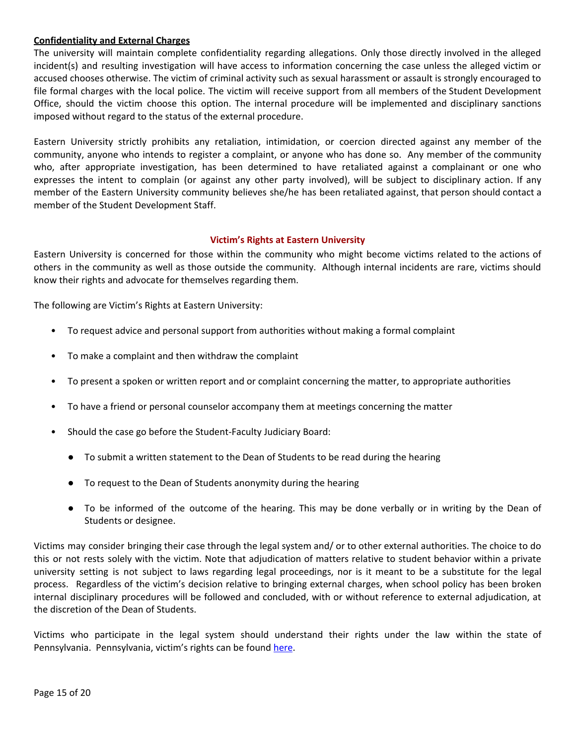**Confidentiality and External Charges**

The university will maintain complete confidentiality regarding allegations. Only those directly involved in the alleged incident(s) and resulting investigation will have access to information concerning the case unless the alleged victim or accused chooses otherwise. The victim of criminal activity such as sexual harassment or assault is strongly encouraged to file formal charges with the local police. The victim will receive support from all members of the Student Development Office, should the victim choose this option. The internal procedure will be implemented and disciplinary sanctions imposed without regard to the status of the external procedure.

Eastern University strictly prohibits any retaliation, intimidation, or coercion directed against any member of the community, anyone who intends to register a complaint, or anyone who has done so. Any member of the community who, after appropriate investigation, has been determined to have retaliated against a complainant or one who expresses the intent to complain (or against any other party involved), will be subject to disciplinary action. If any member of the Eastern University community believes she/he has been retaliated against, that person should contact a member of the Student Development Staff.

## Victim's Rights at Eastern University

Eastern University is concerned for those within the community who might become victims related to the actions of others in the community as well as those outside the community. Although internal incidents are rare, victims should know their rights and advocate for themselves regarding them.

The following are Victim's Rights at Eastern University:

- To request advice and personal support from authorities without making a formal complaint
- To make a complaint and then withdraw the complaint
- To present a spoken or written report and or complaint concerning the matter, to appropriate authorities
- To have a friend or personal counselor accompany them at meetings concerning the matter
- Should the case go before the Student-Faculty Judiciary Board:
  - To submit a written statement to the Dean of Students to be read during the hearing
  - To request to the Dean of Students anonymity during the hearing
  - To be informed of the outcome of the hearing. This may be done verbally or in writing by the Dean of Students or designee.

Victims may consider bringing their case through the legal system and/ or to other external authorities. The choice to do this or not rests solely with the victim. Note that adjudication of matters relative to student behavior within a private university setting is not subject to laws regarding legal proceedings, nor is it meant to be a substitute for the legal process. Regardless of the victim's decision relative to bringing external charges, when school policy has been broken internal disciplinary procedures will be followed and concluded, with or without reference to external adjudication, at the discretion of the Dean of Students.

Victims who participate in the legal system should understand their rights under the law within the state of Pennsylvania. Pennsylvania, victim's rights can be found here.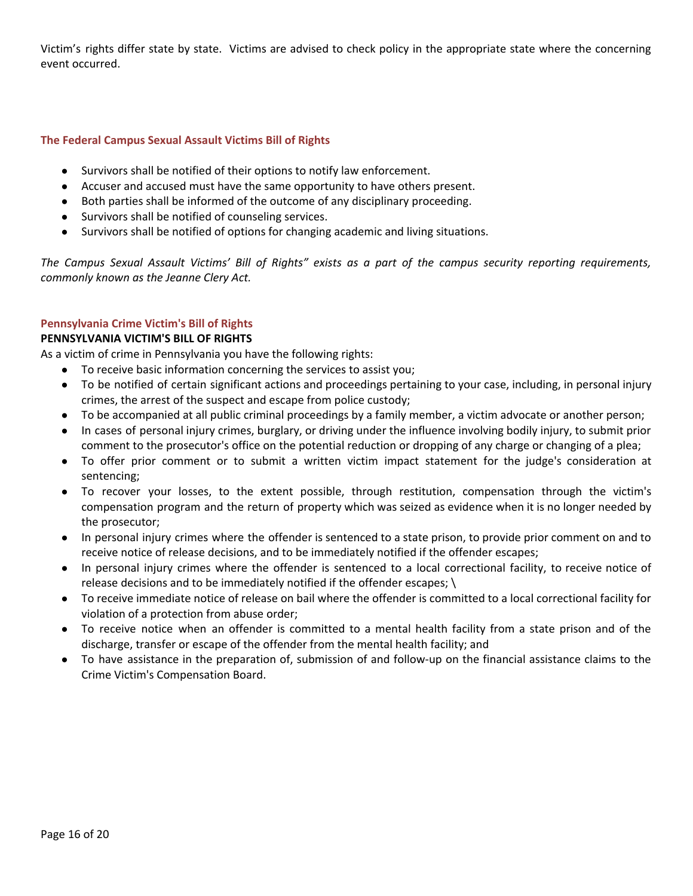Victim's rights differ state by state. Victims are advised to check policy in the appropriate state where the concerning event occurred.

### The Federal Campus Sexual Assault Victims Bill of Rights

- Survivors shall be notified of their options to notify law enforcement.
- Accuser and accused must have the same opportunity to have others present.
- Both parties shall be informed of the outcome of any disciplinary proceeding.
- Survivors shall be notified of counseling services.
- Survivors shall be notified of options for changing academic and living situations.

*The Campus Sexual Assault Victims' Bill of Rights" exists as a part of the campus security reporting requirements, commonly known as the Jeanne Clery Act.*

### Pennsylvania Crime Victim's Bill of Rights

**PENNSYLVANIA VICTIM'S BILL OF RIGHTS**

As a victim of crime in Pennsylvania you have the following rights:

- To receive basic information concerning the services to assist you;
- To be notified of certain significant actions and proceedings pertaining to your case, including, in personal injury crimes, the arrest of the suspect and escape from police custody;
- To be accompanied at all public criminal proceedings by a family member, a victim advocate or another person;
- In cases of personal injury crimes, burglary, or driving under the influence involving bodily injury, to submit prior comment to the prosecutor's office on the potential reduction or dropping of any charge or changing of a plea;
- To offer prior comment or to submit a written victim impact statement for the judge's consideration at sentencing;
- To recover your losses, to the extent possible, through restitution, compensation through the victim's compensation program and the return of property which was seized as evidence when it is no longer needed by the prosecutor;
- In personal injury crimes where the offender is sentenced to a state prison, to provide prior comment on and to receive notice of release decisions, and to be immediately notified if the offender escapes;
- In personal injury crimes where the offender is sentenced to a local correctional facility, to receive notice of release decisions and to be immediately notified if the offender escapes; \
- To receive immediate notice of release on bail where the offender is committed to a local correctional facility for violation of a protection from abuse order;
- To receive notice when an offender is committed to a mental health facility from a state prison and of the discharge, transfer or escape of the offender from the mental health facility; and
- To have assistance in the preparation of, submission of and follow-up on the financial assistance claims to the Crime Victim's Compensation Board.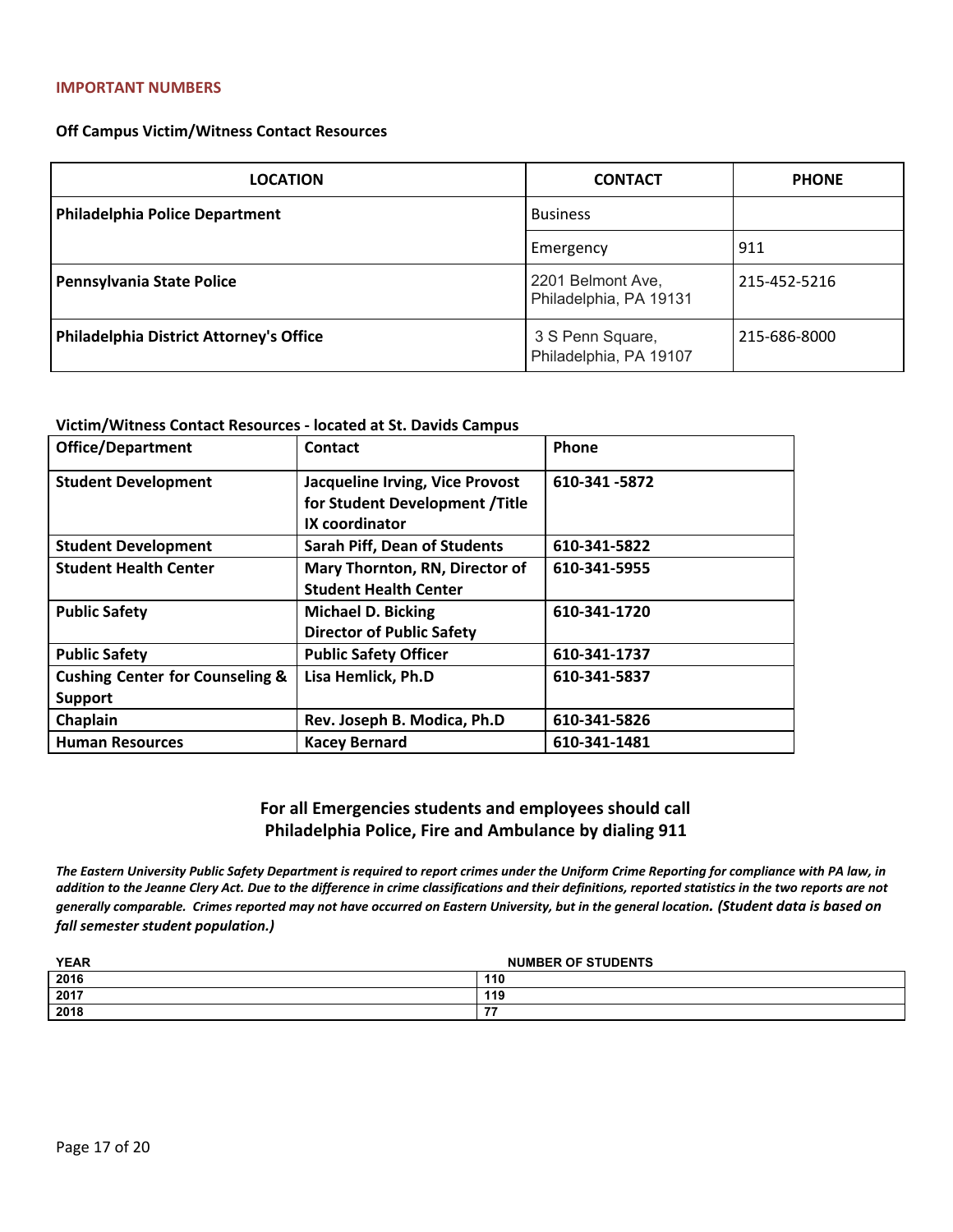## IMPORTANT NUMBERS

**Off Campus Victim/Witness Contact Resources**

| LOCATION | CONTACT | PHONE |
|---|---|---|
| **Philadelphia Police Department** | Business | |
| | Emergency | 911 |
| **Pennsylvania State Police** | 2201 Belmont Ave, Philadelphia, PA 19131 | 215-452-5216 |
| **Philadelphia District Attorney's Office** | 3 S Penn Square, Philadelphia, PA 19107 | 215-686-8000 |

**Victim/Witness Contact Resources - located at St. Davids Campus**

| Office/Department | Contact | Phone |
|---|---|---|
| **Student Development** | **Jacqueline Irving, Vice Provost for Student Development /Title IX coordinator** | **610-341 -5872** |
| **Student Development** | **Sarah Piff, Dean of Students** | **610-341-5822** |
| **Student Health Center** | **Mary Thornton, RN, Director of Student Health Center** | **610-341-5955** |
| **Public Safety** | **Michael D. Bicking Director of Public Safety** | **610-341-1720** |
| **Public Safety** | **Public Safety Officer** | **610-341-1737** |
| **Cushing Center for Counseling & Support** | **Lisa Hemlick, Ph.D** | **610-341-5837** |
| **Chaplain** | **Rev. Joseph B. Modica, Ph.D** | **610-341-5826** |
| **Human Resources** | **Kacey Bernard** | **610-341-1481** |

**For all Emergencies students and employees should call Philadelphia Police, Fire and Ambulance by dialing 911**

***The Eastern University Public Safety Department is required to report crimes under the Uniform Crime Reporting for compliance with PA law, in addition to the Jeanne Clery Act. Due to the difference in crime classifications and their definitions, reported statistics in the two reports are not generally comparable. Crimes reported may not have occurred on Eastern University, but in the general location. (Student data is based on fall semester student population.)***

| YEAR | NUMBER OF STUDENTS |
|---|---|
| 2016 | 110 |
| 2017 | 119 |
| 2018 | 77 |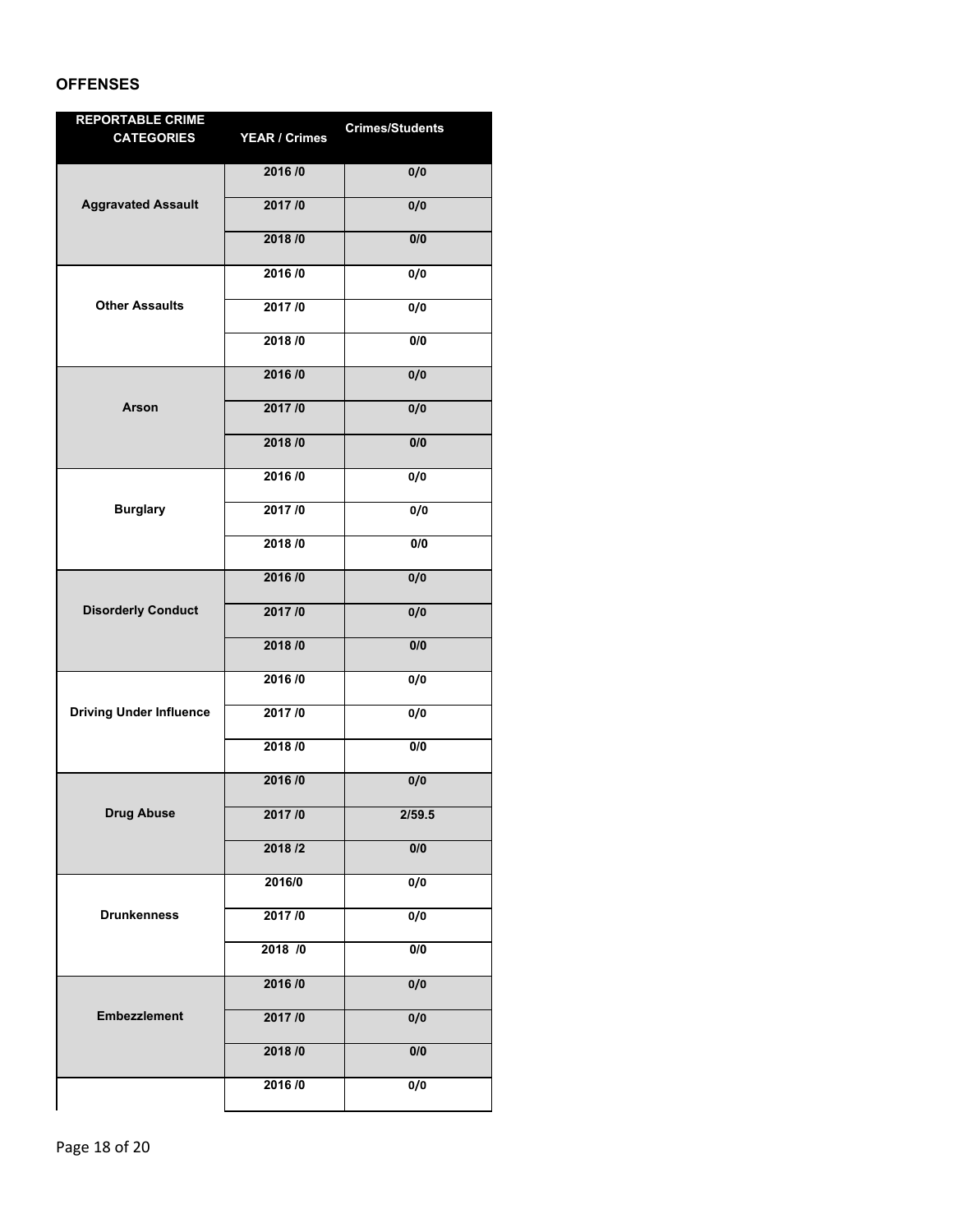## OFFENSES

| REPORTABLE CRIME CATEGORIES | YEAR / Crimes | Crimes/Students |
|---|---|---|
| Aggravated Assault | 2016 /0 | 0/0 |
| | 2017 /0 | 0/0 |
| | 2018 /0 | 0/0 |
| Other Assaults | 2016 /0 | 0/0 |
| | 2017 /0 | 0/0 |
| | 2018 /0 | 0/0 |
| Arson | 2016 /0 | 0/0 |
| | 2017 /0 | 0/0 |
| | 2018 /0 | 0/0 |
| Burglary | 2016 /0 | 0/0 |
| | 2017 /0 | 0/0 |
| | 2018 /0 | 0/0 |
| Disorderly Conduct | 2016 /0 | 0/0 |
| | 2017 /0 | 0/0 |
| | 2018 /0 | 0/0 |
| Driving Under Influence | 2016 /0 | 0/0 |
| | 2017 /0 | 0/0 |
| | 2018 /0 | 0/0 |
| Drug Abuse | 2016 /0 | 0/0 |
| | 2017 /0 | 2/59.5 |
| | 2018 /2 | 0/0 |
| Drunkenness | 2016/0 | 0/0 |
| | 2017 /0 | 0/0 |
| | 2018 /0 | 0/0 |
| Embezzlement | 2016 /0 | 0/0 |
| | 2017 /0 | 0/0 |
| | 2018 /0 | 0/0 |
| | 2016 /0 | 0/0 |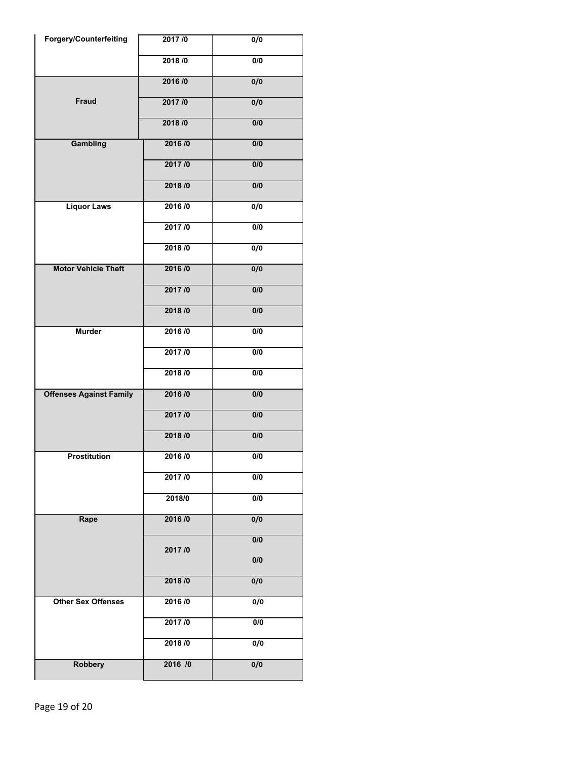| | | |
|---|---|---|
| **Forgery/Counterfeiting** | **2017 /0** | **0/0** |
| | **2018 /0** | **0/0** |
| **Fraud** | **2016 /0** | **0/0** |
| | **2017 /0** | **0/0** |
| | **2018 /0** | **0/0** |
| **Gambling** | **2016 /0** | **0/0** |
| | **2017 /0** | **0/0** |
| | **2018 /0** | **0/0** |
| **Liquor Laws** | **2016 /0** | **0/0** |
| | **2017 /0** | **0/0** |
| | **2018 /0** | **0/0** |
| **Motor Vehicle Theft** | **2016 /0** | **0/0** |
| | **2017 /0** | **0/0** |
| | **2018 /0** | **0/0** |
| **Murder** | **2016 /0** | **0/0** |
| | **2017 /0** | **0/0** |
| | **2018 /0** | **0/0** |
| **Offenses Against Family** | **2016 /0** | **0/0** |
| | **2017 /0** | **0/0** |
| | **2018 /0** | **0/0** |
| **Prostitution** | **2016 /0** | **0/0** |
| | **2017 /0** | **0/0** |
| | **2018/0** | **0/0** |
| **Rape** | **2016 /0** | **0/0** |
| | **2017 /0** | **0/0** **0/0** |
| | **2018 /0** | **0/0** |
| **Other Sex Offenses** | **2016 /0** | **0/0** |
| | **2017 /0** | **0/0** |
| | **2018 /0** | **0/0** |
| **Robbery** | **2016 /0** | **0/0** |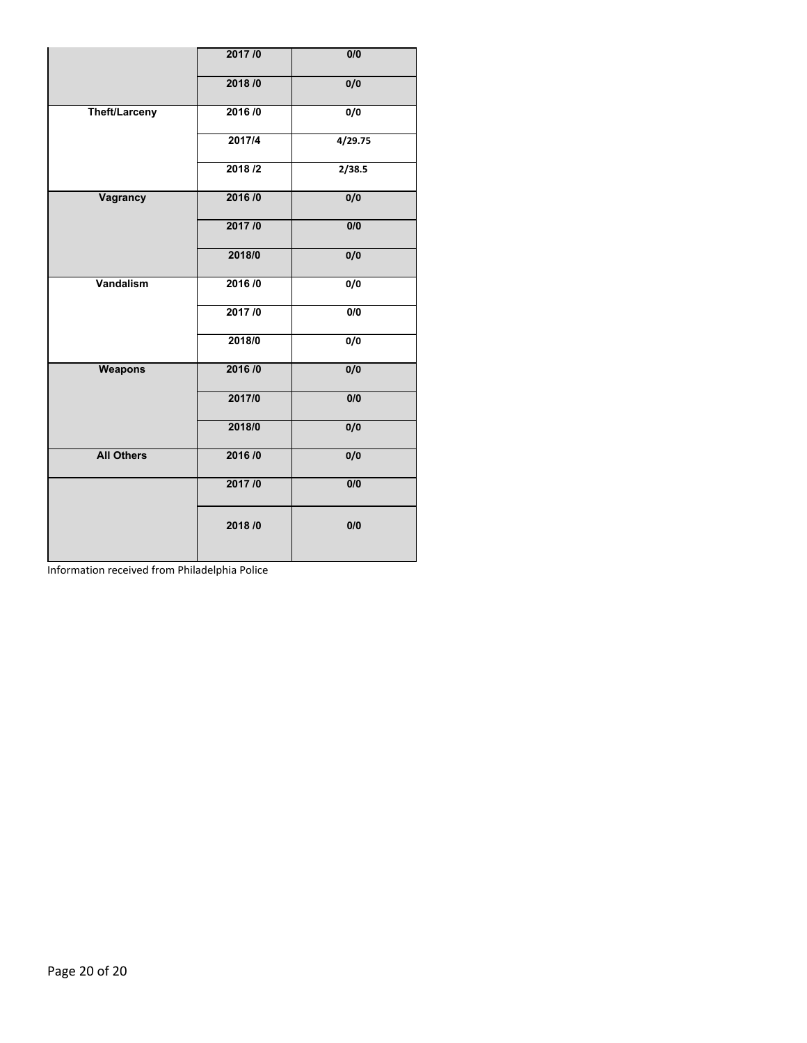| | | |
|---|---|---|
| | 2017 /0 | 0/0 |
| | 2018 /0 | 0/0 |
| Theft/Larceny | 2016 /0 | 0/0 |
| | 2017/4 | 4/29.75 |
| | 2018 /2 | 2/38.5 |
| Vagrancy | 2016 /0 | 0/0 |
| | 2017 /0 | 0/0 |
| | 2018/0 | 0/0 |
| Vandalism | 2016 /0 | 0/0 |
| | 2017 /0 | 0/0 |
| | 2018/0 | 0/0 |
| Weapons | 2016 /0 | 0/0 |
| | 2017/0 | 0/0 |
| | 2018/0 | 0/0 |
| All Others | 2016 /0 | 0/0 |
| | 2017 /0 | 0/0 |
| | 2018 /0 | 0/0 |

Information received from Philadelphia Police